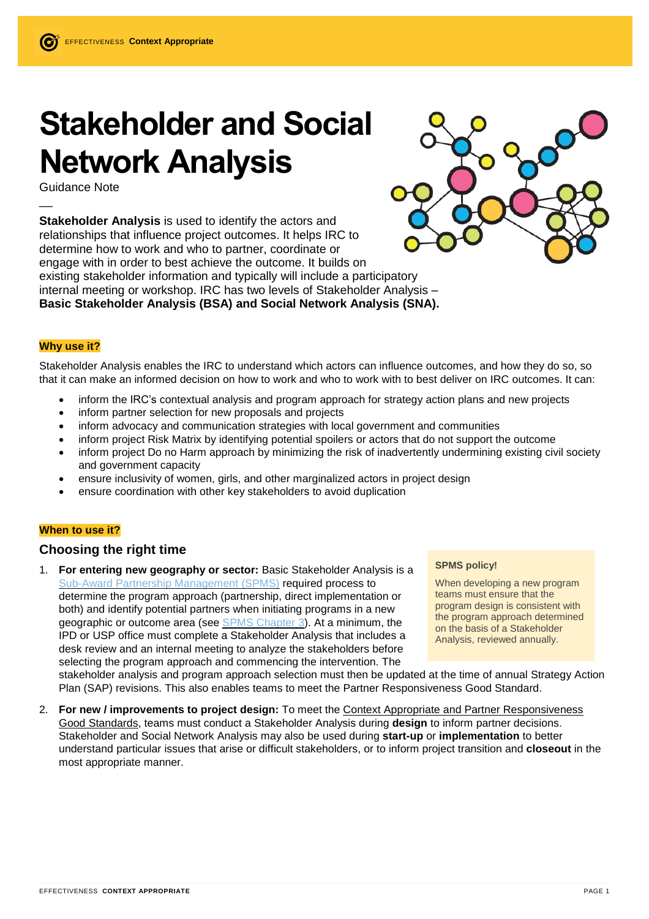# Stakeholder and Social Network Analysis

Guidance Note

—

**Stakeholder Analysis** is used to identify the actors and relationships that influence project outcomes. It helps IRC to determine how to work and who to partner, coordinate or engage with in order to best achieve the outcome. It builds on existing stakeholder information and typically will include a participatory internal meeting or workshop. IRC has two levels of Stakeholder Analysis – **Basic Stakeholder Analysis (BSA) and Social Network Analysis (SNA).**

**Why use it?**

Stakeholder Analysis enables the IRC to understand which actors can influence outcomes, and how they do so, so that it can make an informed decision on how to work and who to work with to best deliver on IRC outcomes. It can:

- inform the IRC's contextual analysis and program approach for strategy action plans and new projects
- inform partner selection for new proposals and projects
- inform advocacy and communication strategies with local government and communities
- inform project Risk Matrix by identifying potential spoilers or actors that do not support the outcome
- inform project Do no Harm approach by minimizing the risk of inadvertently undermining existing civil society and government capacity
- ensure inclusivity of women, girls, and other marginalized actors in project design
- ensure coordination with other key stakeholders to avoid duplication

**When to use it?**

## Choosing the right time

1. **For entering new geography or sector:** Basic Stakeholder Analysis is a Sub-Award Partnership Management (SPMS) required process to determine the program approach (partnership, direct implementation or both) and identify potential partners when initiating programs in a new geographic or outcome area (see SPMS Chapter 3). At a minimum, the IPD or USP office must complete a Stakeholder Analysis that includes a desk review and an internal meeting to analyze the stakeholders before selecting the program approach and commencing the intervention. The stakeholder analysis and program approach selection must then be updated at the time of annual Strategy Action Plan (SAP) revisions. This also enables teams to meet the Partner Responsiveness Good Standard.

> **SPMS policy!**
>
> When developing a new program teams must ensure that the program design is consistent with the program approach determined on the basis of a Stakeholder Analysis, reviewed annually.

2. **For new / improvements to project design:** To meet the Context Appropriate and Partner Responsiveness Good Standards, teams must conduct a Stakeholder Analysis during **design** to inform partner decisions. Stakeholder and Social Network Analysis may also be used during **start-up** or **implementation** to better understand particular issues that arise or difficult stakeholders, or to inform project transition and **closeout** in the most appropriate manner.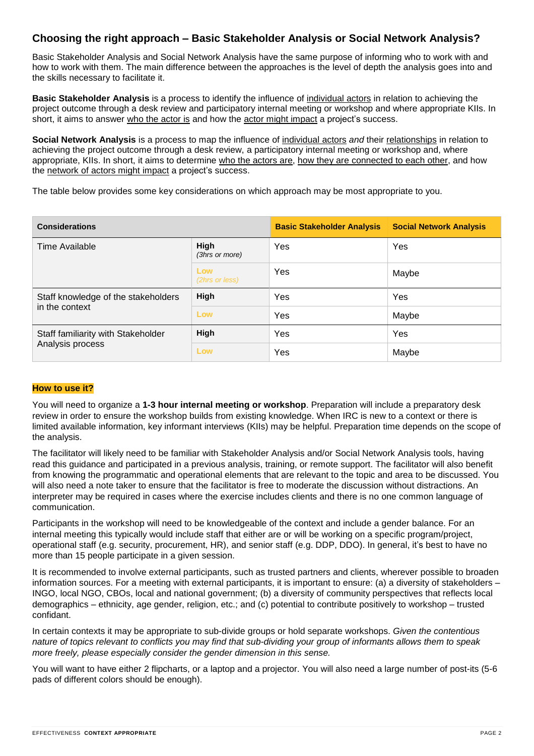## Choosing the right approach – Basic Stakeholder Analysis or Social Network Analysis?

Basic Stakeholder Analysis and Social Network Analysis have the same purpose of informing who to work with and how to work with them. The main difference between the approaches is the level of depth the analysis goes into and the skills necessary to facilitate it.

**Basic Stakeholder Analysis** is a process to identify the influence of individual actors in relation to achieving the project outcome through a desk review and participatory internal meeting or workshop and where appropriate KIIs. In short, it aims to answer who the actor is and how the actor might impact a project's success.

**Social Network Analysis** is a process to map the influence of individual actors *and* their relationships in relation to achieving the project outcome through a desk review, a participatory internal meeting or workshop and, where appropriate, KIIs. In short, it aims to determine who the actors are, how they are connected to each other, and how the network of actors might impact a project's success.

The table below provides some key considerations on which approach may be most appropriate to you.

| Considerations | | Basic Stakeholder Analysis | Social Network Analysis |
|---|---|---|---|
| Time Available | **High** *(3hrs or more)* | Yes | Yes |
| | Low *(2hrs or less)* | Yes | Maybe |
| Staff knowledge of the stakeholders in the context | **High** | Yes | Yes |
| | Low | Yes | Maybe |
| Staff familiarity with Stakeholder Analysis process | **High** | Yes | Yes |
| | Low | Yes | Maybe |

**How to use it?**

You will need to organize a **1-3 hour internal meeting or workshop**. Preparation will include a preparatory desk review in order to ensure the workshop builds from existing knowledge. When IRC is new to a context or there is limited available information, key informant interviews (KIIs) may be helpful. Preparation time depends on the scope of the analysis.

The facilitator will likely need to be familiar with Stakeholder Analysis and/or Social Network Analysis tools, having read this guidance and participated in a previous analysis, training, or remote support. The facilitator will also benefit from knowing the programmatic and operational elements that are relevant to the topic and area to be discussed. You will also need a note taker to ensure that the facilitator is free to moderate the discussion without distractions. An interpreter may be required in cases where the exercise includes clients and there is no one common language of communication.

Participants in the workshop will need to be knowledgeable of the context and include a gender balance. For an internal meeting this typically would include staff that either are or will be working on a specific program/project, operational staff (e.g. security, procurement, HR), and senior staff (e.g. DDP, DDO). In general, it's best to have no more than 15 people participate in a given session.

It is recommended to involve external participants, such as trusted partners and clients, wherever possible to broaden information sources. For a meeting with external participants, it is important to ensure: (a) a diversity of stakeholders – INGO, local NGO, CBOs, local and national government; (b) a diversity of community perspectives that reflects local demographics – ethnicity, age gender, religion, etc.; and (c) potential to contribute positively to workshop – trusted confidant.

In certain contexts it may be appropriate to sub-divide groups or hold separate workshops. *Given the contentious nature of topics relevant to conflicts you may find that sub-dividing your group of informants allows them to speak more freely, please especially consider the gender dimension in this sense.*

You will want to have either 2 flipcharts, or a laptop and a projector. You will also need a large number of post-its (5-6 pads of different colors should be enough).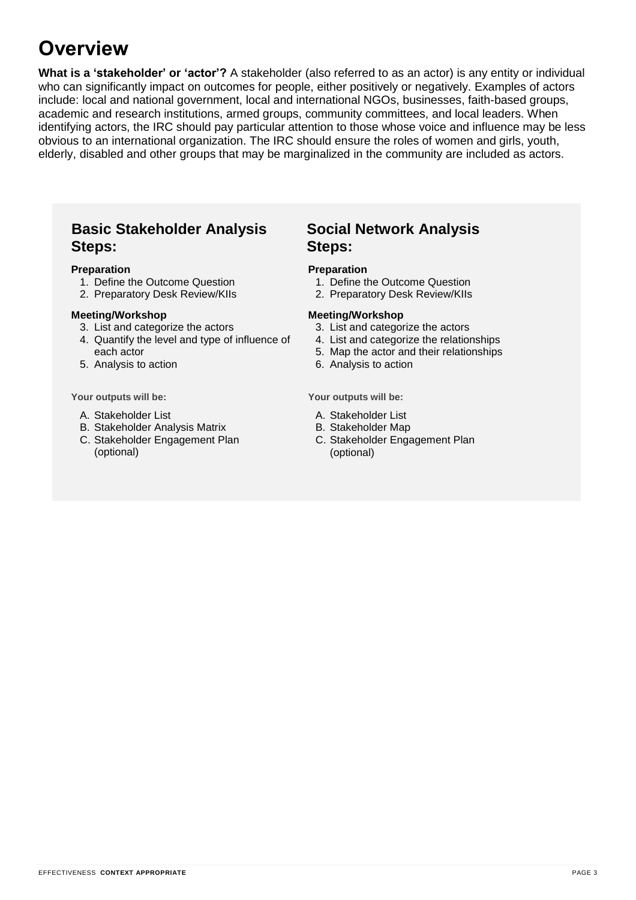# Overview

**What is a 'stakeholder' or 'actor'?** A stakeholder (also referred to as an actor) is any entity or individual who can significantly impact on outcomes for people, either positively or negatively. Examples of actors include: local and national government, local and international NGOs, businesses, faith-based groups, academic and research institutions, armed groups, community committees, and local leaders. When identifying actors, the IRC should pay particular attention to those whose voice and influence may be less obvious to an international organization. The IRC should ensure the roles of women and girls, youth, elderly, disabled and other groups that may be marginalized in the community are included as actors.

## Basic Stakeholder Analysis Steps:

**Preparation**

1. Define the Outcome Question
2. Preparatory Desk Review/KIIs

**Meeting/Workshop**

3. List and categorize the actors
4. Quantify the level and type of influence of each actor
5. Analysis to action

**Your outputs will be:**

A. Stakeholder List
B. Stakeholder Analysis Matrix
C. Stakeholder Engagement Plan (optional)

## Social Network Analysis Steps:

**Preparation**

1. Define the Outcome Question
2. Preparatory Desk Review/KIIs

**Meeting/Workshop**

3. List and categorize the actors
4. List and categorize the relationships
5. Map the actor and their relationships
6. Analysis to action

**Your outputs will be:**

A. Stakeholder List
B. Stakeholder Map
C. Stakeholder Engagement Plan (optional)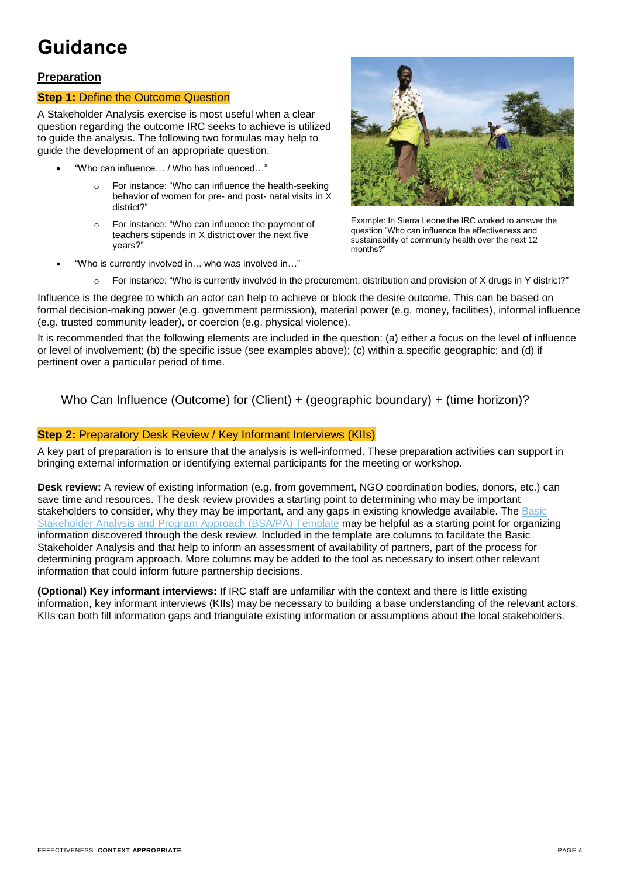# Guidance

## Preparation

### Step 1: Define the Outcome Question

A Stakeholder Analysis exercise is most useful when a clear question regarding the outcome IRC seeks to achieve is utilized to guide the analysis. The following two formulas may help to guide the development of an appropriate question.

- "Who can influence… / Who has influenced…"
  - For instance: "Who can influence the health-seeking behavior of women for pre- and post- natal visits in X district?"
  - For instance: "Who can influence the payment of teachers stipends in X district over the next five years?"
- "Who is currently involved in… who was involved in…"
  - For instance: "Who is currently involved in the procurement, distribution and provision of X drugs in Y district?"

Example: In Sierra Leone the IRC worked to answer the question "Who can influence the effectiveness and sustainability of community health over the next 12 months?"

Influence is the degree to which an actor can help to achieve or block the desire outcome. This can be based on formal decision-making power (e.g. government permission), material power (e.g. money, facilities), informal influence (e.g. trusted community leader), or coercion (e.g. physical violence).

It is recommended that the following elements are included in the question: (a) either a focus on the level of influence or level of involvement; (b) the specific issue (see examples above); (c) within a specific geographic; and (d) if pertinent over a particular period of time.

---

Who Can Influence (Outcome) for (Client) + (geographic boundary) + (time horizon)?

### Step 2: Preparatory Desk Review / Key Informant Interviews (KIIs)

A key part of preparation is to ensure that the analysis is well-informed. These preparation activities can support in bringing external information or identifying external participants for the meeting or workshop.

**Desk review:** A review of existing information (e.g. from government, NGO coordination bodies, donors, etc.) can save time and resources. The desk review provides a starting point to determining who may be important stakeholders to consider, why they may be important, and any gaps in existing knowledge available. The Basic Stakeholder Analysis and Program Approach (BSA/PA) Template may be helpful as a starting point for organizing information discovered through the desk review. Included in the template are columns to facilitate the Basic Stakeholder Analysis and that help to inform an assessment of availability of partners, part of the process for determining program approach. More columns may be added to the tool as necessary to insert other relevant information that could inform future partnership decisions.

**(Optional) Key informant interviews:** If IRC staff are unfamiliar with the context and there is little existing information, key informant interviews (KIIs) may be necessary to building a base understanding of the relevant actors. KIIs can both fill information gaps and triangulate existing information or assumptions about the local stakeholders.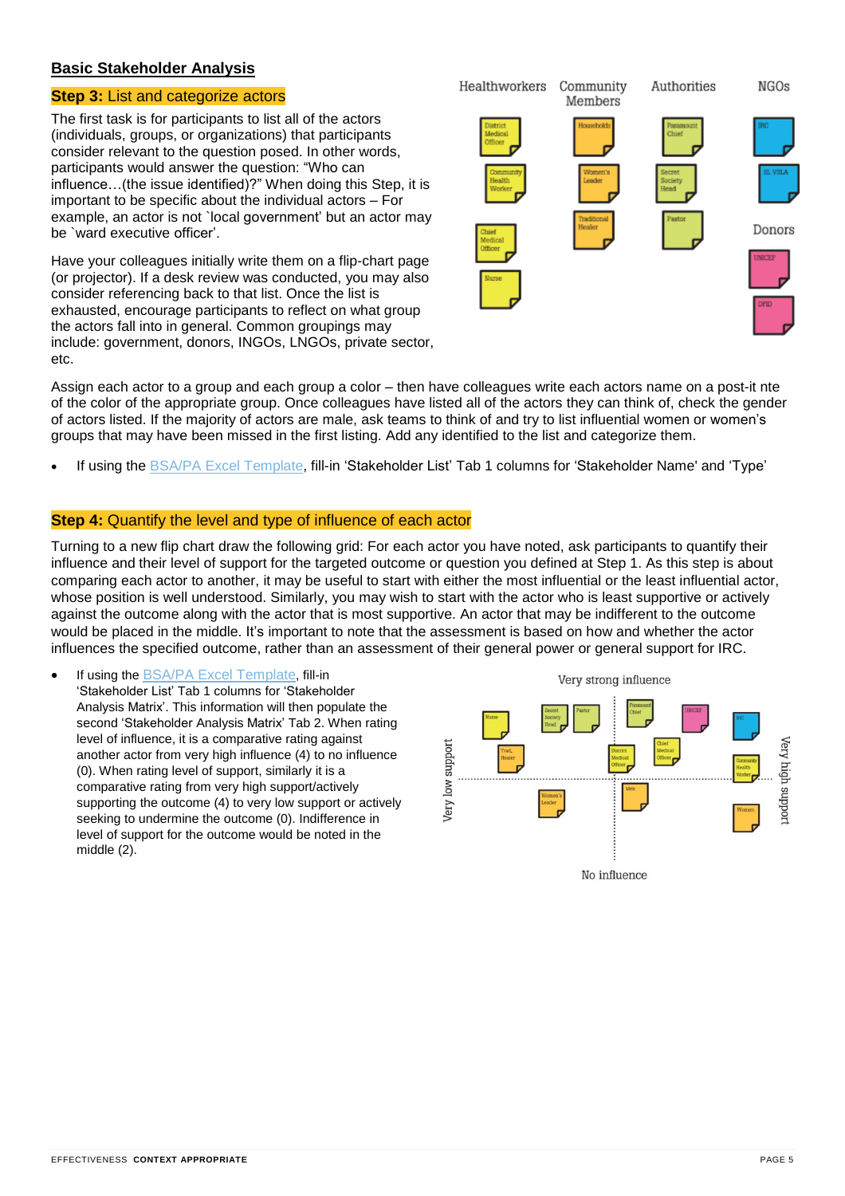## Basic Stakeholder Analysis

### Step 3: List and categorize actors

The first task is for participants to list all of the actors (individuals, groups, or organizations) that participants consider relevant to the question posed. In other words, participants would answer the question: "Who can influence…(the issue identified)?" When doing this Step, it is important to be specific about the individual actors – For example, an actor is not `local government' but an actor may be `ward executive officer'.

Have your colleagues initially write them on a flip-chart page (or projector). If a desk review was conducted, you may also consider referencing back to that list. Once the list is exhausted, encourage participants to reflect on what group the actors fall into in general. Common groupings may include: government, donors, INGOs, LNGOs, private sector, etc.

Assign each actor to a group and each group a color – then have colleagues write each actors name on a post-it nte of the color of the appropriate group. Once colleagues have listed all of the actors they can think of, check the gender of actors listed. If the majority of actors are male, ask teams to think of and try to list influential women or women's groups that may have been missed in the first listing. Add any identified to the list and categorize them.

- If using the BSA/PA Excel Template, fill-in 'Stakeholder List' Tab 1 columns for 'Stakeholder Name' and 'Type'

### Step 4: Quantify the level and type of influence of each actor

Turning to a new flip chart draw the following grid: For each actor you have noted, ask participants to quantify their influence and their level of support for the targeted outcome or question you defined at Step 1. As this step is about comparing each actor to another, it may be useful to start with either the most influential or the least influential actor, whose position is well understood. Similarly, you may wish to start with the actor who is least supportive or actively against the outcome along with the actor that is most supportive. An actor that may be indifferent to the outcome would be placed in the middle. It's important to note that the assessment is based on how and whether the actor influences the specified outcome, rather than an assessment of their general power or general support for IRC.

- If using the BSA/PA Excel Template, fill-in 'Stakeholder List' Tab 1 columns for 'Stakeholder Analysis Matrix'. This information will then populate the second 'Stakeholder Analysis Matrix' Tab 2. When rating level of influence, it is a comparative rating against another actor from very high influence (4) to no influence (0). When rating level of support, similarly it is a comparative rating from very high support/actively supporting the outcome (4) to very low support or actively seeking to undermine the outcome (0). Indifference in level of support for the outcome would be noted in the middle (2).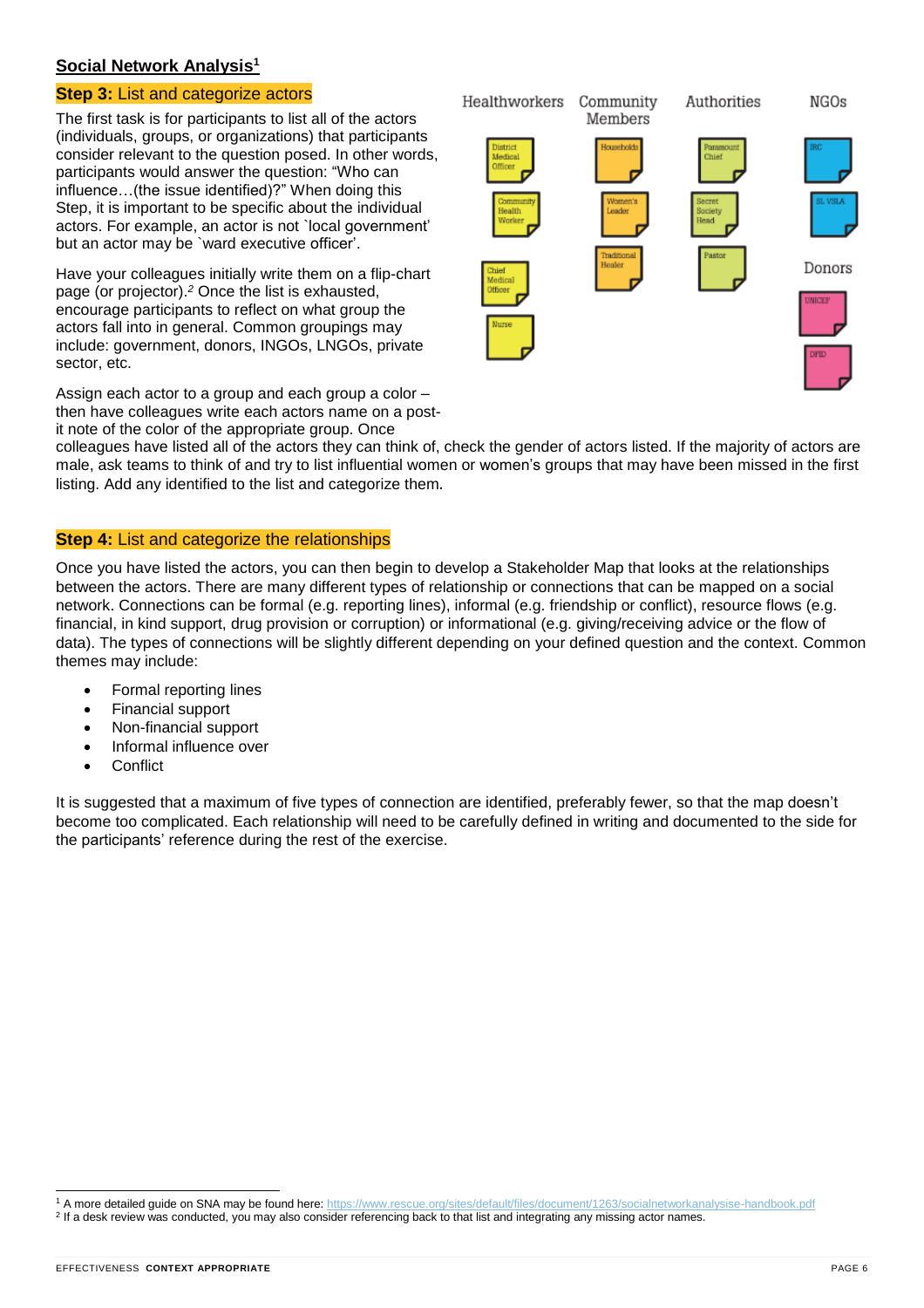## Social Network Analysis[1]

### Step 3: List and categorize actors

The first task is for participants to list all of the actors (individuals, groups, or organizations) that participants consider relevant to the question posed. In other words, participants would answer the question: "Who can influence…(the issue identified)?" When doing this Step, it is important to be specific about the individual actors. For example, an actor is not `local government' but an actor may be `ward executive officer'.

Have your colleagues initially write them on a flip-chart page (or projector).[2] Once the list is exhausted, encourage participants to reflect on what group the actors fall into in general. Common groupings may include: government, donors, INGOs, LNGOs, private sector, etc.

| Healthworkers | Community Members | Authorities | NGOs |
|---|---|---|---|
| District Medical Officer | Households | Paramount Chief | IRC |
| Community Health Worker | Women's Leader | Secret Society Head | SL VSLA |
| Chief Medical Officer | Traditional Healer | Pastor | **Donors** |
| Nurse | | | UNICEF |
| | | | DFID |

Assign each actor to a group and each group a color – then have colleagues write each actors name on a post-it note of the color of the appropriate group. Once colleagues have listed all of the actors they can think of, check the gender of actors listed. If the majority of actors are male, ask teams to think of and try to list influential women or women's groups that may have been missed in the first listing. Add any identified to the list and categorize them.

### Step 4: List and categorize the relationships

Once you have listed the actors, you can then begin to develop a Stakeholder Map that looks at the relationships between the actors. There are many different types of relationship or connections that can be mapped on a social network. Connections can be formal (e.g. reporting lines), informal (e.g. friendship or conflict), resource flows (e.g. financial, in kind support, drug provision or corruption) or informational (e.g. giving/receiving advice or the flow of data). The types of connections will be slightly different depending on your defined question and the context. Common themes may include:

- Formal reporting lines
- Financial support
- Non-financial support
- Informal influence over
- Conflict

It is suggested that a maximum of five types of connection are identified, preferably fewer, so that the map doesn't become too complicated. Each relationship will need to be carefully defined in writing and documented to the side for the participants' reference during the rest of the exercise.

---

[1] A more detailed guide on SNA may be found here: https://www.rescue.org/sites/default/files/document/1263/socialnetworkanalysise-handbook.pdf

[2] If a desk review was conducted, you may also consider referencing back to that list and integrating any missing actor names.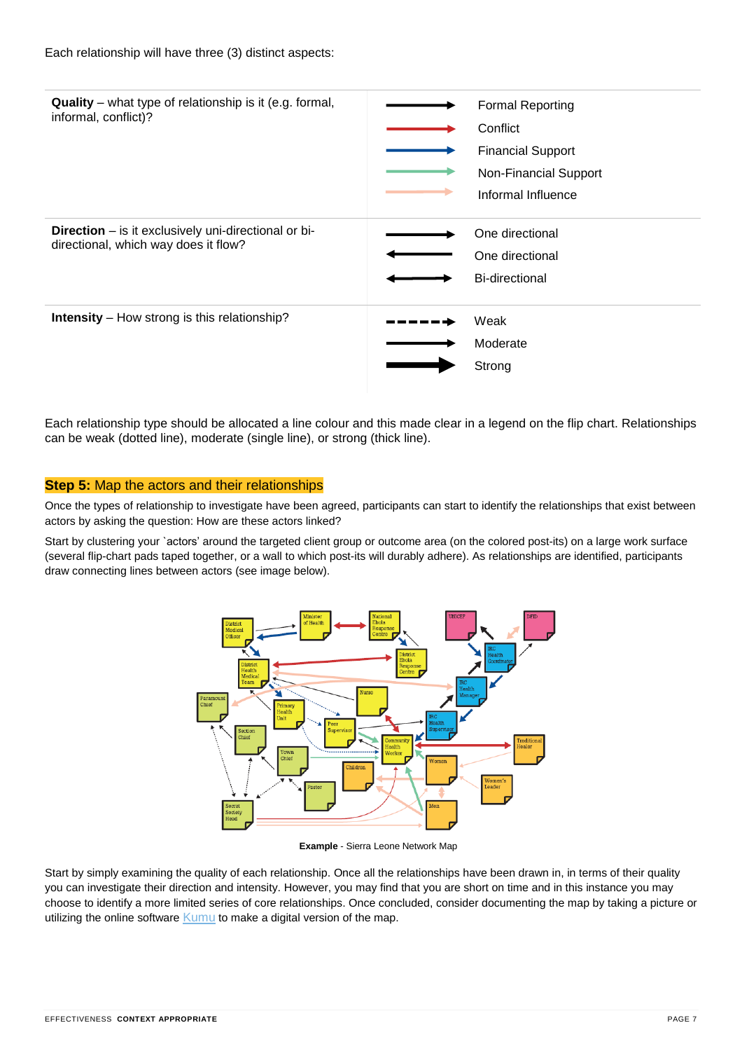Each relationship will have three (3) distinct aspects:

| | |
|---|---|
| **Quality** – what type of relationship is it (e.g. formal, informal, conflict)? | Formal Reporting<br>Conflict<br>Financial Support<br>Non-Financial Support<br>Informal Influence |
| **Direction** – is it exclusively uni-directional or bi-directional, which way does it flow? | One directional<br>One directional<br>Bi-directional |
| **Intensity** – How strong is this relationship? | Weak<br>Moderate<br>Strong |

Each relationship type should be allocated a line colour and this made clear in a legend on the flip chart. Relationships can be weak (dotted line), moderate (single line), or strong (thick line).

## Step 5: Map the actors and their relationships

Once the types of relationship to investigate have been agreed, participants can start to identify the relationships that exist between actors by asking the question: How are these actors linked?

Start by clustering your `actors' around the targeted client group or outcome area (on the colored post-its) on a large work surface (several flip-chart pads taped together, or a wall to which post-its will durably adhere). As relationships are identified, participants draw connecting lines between actors (see image below).

**Example** - Sierra Leone Network Map

Start by simply examining the quality of each relationship. Once all the relationships have been drawn in, in terms of their quality you can investigate their direction and intensity. However, you may find that you are short on time and in this instance you may choose to identify a more limited series of core relationships. Once concluded, consider documenting the map by taking a picture or utilizing the online software Kumu to make a digital version of the map.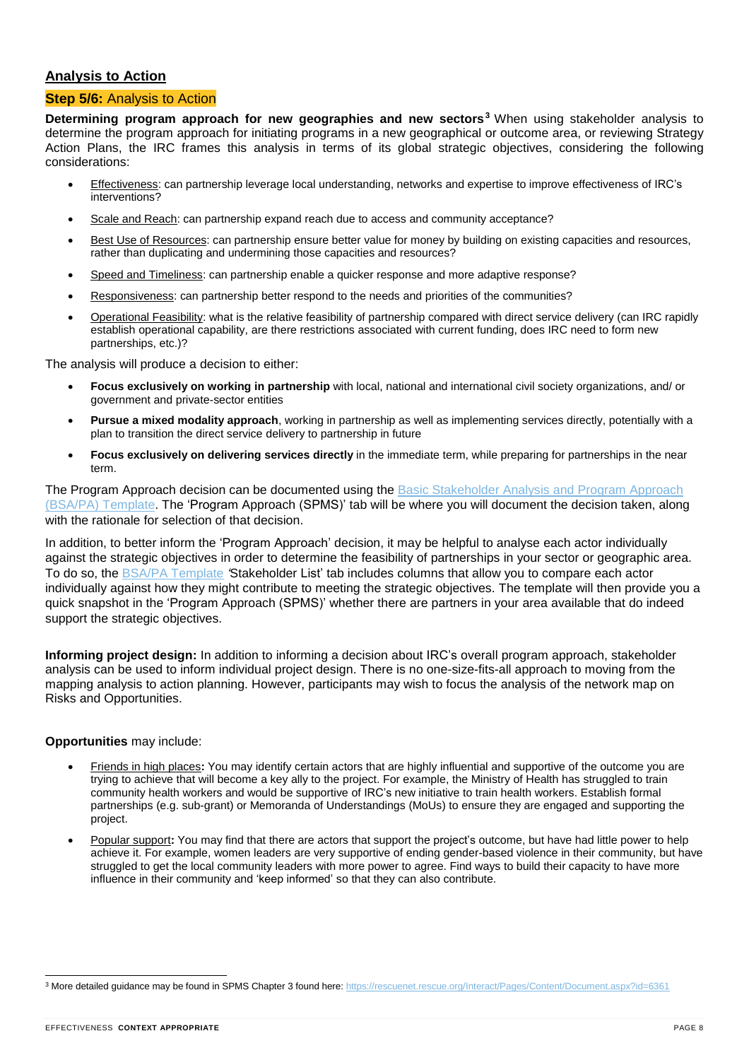## Analysis to Action

### **Step 5/6:** Analysis to Action

**Determining program approach for new geographies and new sectors**[3] When using stakeholder analysis to determine the program approach for initiating programs in a new geographical or outcome area, or reviewing Strategy Action Plans, the IRC frames this analysis in terms of its global strategic objectives, considering the following considerations:

- Effectiveness: can partnership leverage local understanding, networks and expertise to improve effectiveness of IRC's interventions?
- Scale and Reach: can partnership expand reach due to access and community acceptance?
- Best Use of Resources: can partnership ensure better value for money by building on existing capacities and resources, rather than duplicating and undermining those capacities and resources?
- Speed and Timeliness: can partnership enable a quicker response and more adaptive response?
- Responsiveness: can partnership better respond to the needs and priorities of the communities?
- Operational Feasibility: what is the relative feasibility of partnership compared with direct service delivery (can IRC rapidly establish operational capability, are there restrictions associated with current funding, does IRC need to form new partnerships, etc.)?

The analysis will produce a decision to either:

- **Focus exclusively on working in partnership** with local, national and international civil society organizations, and/ or government and private-sector entities
- **Pursue a mixed modality approach**, working in partnership as well as implementing services directly, potentially with a plan to transition the direct service delivery to partnership in future
- **Focus exclusively on delivering services directly** in the immediate term, while preparing for partnerships in the near term.

The Program Approach decision can be documented using the Basic Stakeholder Analysis and Program Approach (BSA/PA) Template. The 'Program Approach (SPMS)' tab will be where you will document the decision taken, along with the rationale for selection of that decision.

In addition, to better inform the 'Program Approach' decision, it may be helpful to analyse each actor individually against the strategic objectives in order to determine the feasibility of partnerships in your sector or geographic area. To do so, the BSA/PA Template 'Stakeholder List' tab includes columns that allow you to compare each actor individually against how they might contribute to meeting the strategic objectives. The template will then provide you a quick snapshot in the 'Program Approach (SPMS)' whether there are partners in your area available that do indeed support the strategic objectives.

**Informing project design:** In addition to informing a decision about IRC's overall program approach, stakeholder analysis can be used to inform individual project design. There is no one-size-fits-all approach to moving from the mapping analysis to action planning. However, participants may wish to focus the analysis of the network map on Risks and Opportunities.

**Opportunities** may include:

- Friends in high places**:** You may identify certain actors that are highly influential and supportive of the outcome you are trying to achieve that will become a key ally to the project. For example, the Ministry of Health has struggled to train community health workers and would be supportive of IRC's new initiative to train health workers. Establish formal partnerships (e.g. sub-grant) or Memoranda of Understandings (MoUs) to ensure they are engaged and supporting the project.
- Popular support**:** You may find that there are actors that support the project's outcome, but have had little power to help achieve it. For example, women leaders are very supportive of ending gender-based violence in their community, but have struggled to get the local community leaders with more power to agree. Find ways to build their capacity to have more influence in their community and 'keep informed' so that they can also contribute.

[3] More detailed guidance may be found in SPMS Chapter 3 found here: https://rescuenet.rescue.org/Interact/Pages/Content/Document.aspx?id=6361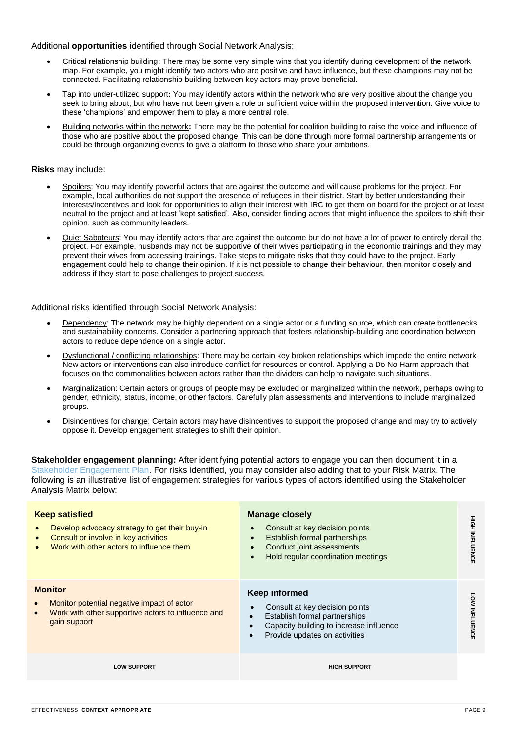Additional **opportunities** identified through Social Network Analysis:

- Critical relationship building**:** There may be some very simple wins that you identify during development of the network map. For example, you might identify two actors who are positive and have influence, but these champions may not be connected. Facilitating relationship building between key actors may prove beneficial.
- Tap into under-utilized support**:** You may identify actors within the network who are very positive about the change you seek to bring about, but who have not been given a role or sufficient voice within the proposed intervention. Give voice to these 'champions' and empower them to play a more central role.
- Building networks within the network**:** There may be the potential for coalition building to raise the voice and influence of those who are positive about the proposed change. This can be done through more formal partnership arrangements or could be through organizing events to give a platform to those who share your ambitions.

**Risks** may include:

- Spoilers: You may identify powerful actors that are against the outcome and will cause problems for the project. For example, local authorities do not support the presence of refugees in their district. Start by better understanding their interests/incentives and look for opportunities to align their interest with IRC to get them on board for the project or at least neutral to the project and at least 'kept satisfied'. Also, consider finding actors that might influence the spoilers to shift their opinion, such as community leaders.
- Quiet Saboteurs: You may identify actors that are against the outcome but do not have a lot of power to entirely derail the project. For example, husbands may not be supportive of their wives participating in the economic trainings and they may prevent their wives from accessing trainings. Take steps to mitigate risks that they could have to the project. Early engagement could help to change their opinion. If it is not possible to change their behaviour, then monitor closely and address if they start to pose challenges to project success.

Additional risks identified through Social Network Analysis:

- Dependency: The network may be highly dependent on a single actor or a funding source, which can create bottlenecks and sustainability concerns. Consider a partnering approach that fosters relationship-building and coordination between actors to reduce dependence on a single actor.
- Dysfunctional / conflicting relationships: There may be certain key broken relationships which impede the entire network. New actors or interventions can also introduce conflict for resources or control. Applying a Do No Harm approach that focuses on the commonalities between actors rather than the dividers can help to navigate such situations.
- Marginalization: Certain actors or groups of people may be excluded or marginalized within the network, perhaps owing to gender, ethnicity, status, income, or other factors. Carefully plan assessments and interventions to include marginalized groups.
- Disincentives for change: Certain actors may have disincentives to support the proposed change and may try to actively oppose it. Develop engagement strategies to shift their opinion.

**Stakeholder engagement planning:** After identifying potential actors to engage you can then document it in a Stakeholder Engagement Plan. For risks identified, you may consider also adding that to your Risk Matrix. The following is an illustrative list of engagement strategies for various types of actors identified using the Stakeholder Analysis Matrix below:

| | LOW SUPPORT | HIGH SUPPORT |
|---|---|---|
| HIGH INFLUENCE | **Keep satisfied**<br>• Develop advocacy strategy to get their buy-in<br>• Consult or involve in key activities<br>• Work with other actors to influence them | **Manage closely**<br>• Consult at key decision points<br>• Establish formal partnerships<br>• Conduct joint assessments<br>• Hold regular coordination meetings |
| LOW INFLUENCE | **Monitor**<br>• Monitor potential negative impact of actor<br>• Work with other supportive actors to influence and gain support | **Keep informed**<br>• Consult at key decision points<br>• Establish formal partnerships<br>• Capacity building to increase influence<br>• Provide updates on activities |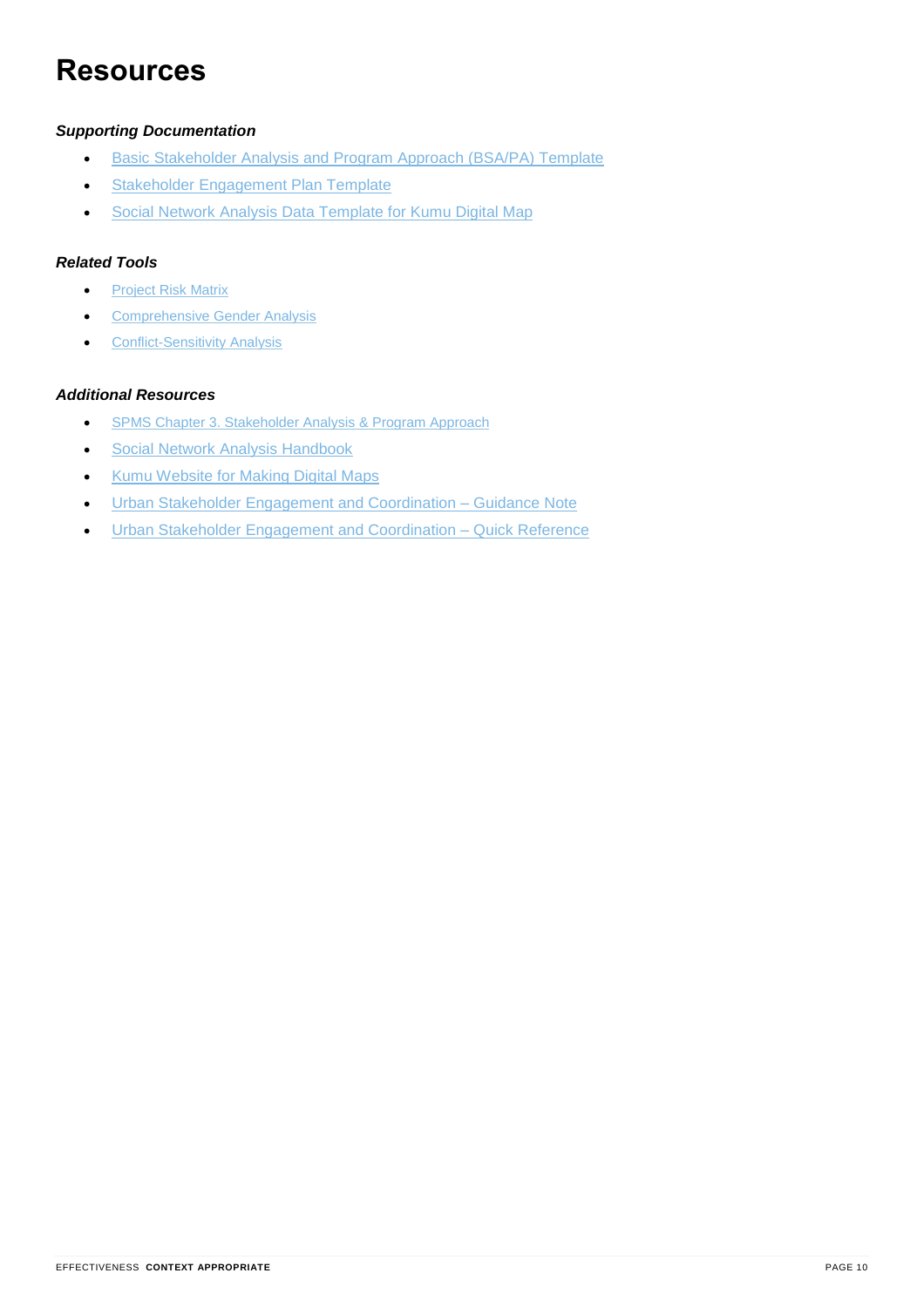# Resources

***Supporting Documentation***

- Basic Stakeholder Analysis and Program Approach (BSA/PA) Template
- Stakeholder Engagement Plan Template
- Social Network Analysis Data Template for Kumu Digital Map

***Related Tools***

- Project Risk Matrix
- Comprehensive Gender Analysis
- Conflict-Sensitivity Analysis

***Additional Resources***

- SPMS Chapter 3. Stakeholder Analysis & Program Approach
- Social Network Analysis Handbook
- Kumu Website for Making Digital Maps
- Urban Stakeholder Engagement and Coordination – Guidance Note
- Urban Stakeholder Engagement and Coordination – Quick Reference